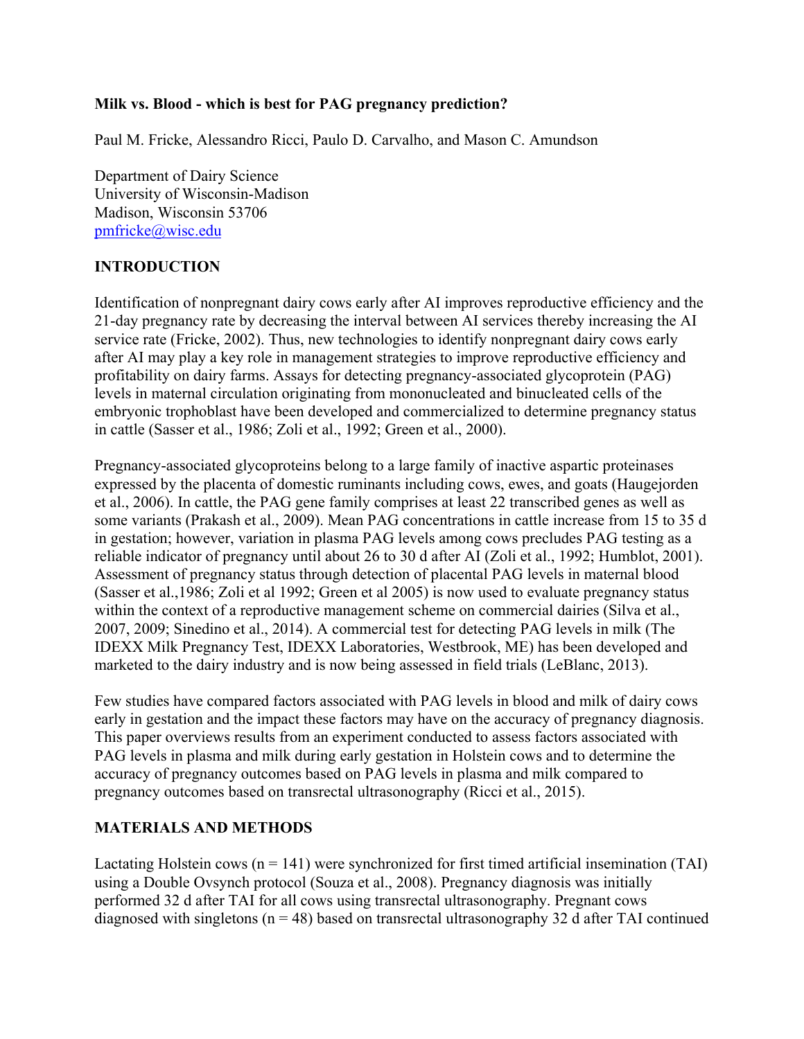**Milk vs. Blood - which is best for PAG pregnancy prediction?**

Paul M. Fricke, Alessandro Ricci, Paulo D. Carvalho, and Mason C. Amundson

Department of Dairy Science
University of Wisconsin-Madison
Madison, Wisconsin 53706
pmfricke@wisc.edu

## INTRODUCTION

Identification of nonpregnant dairy cows early after AI improves reproductive efficiency and the 21-day pregnancy rate by decreasing the interval between AI services thereby increasing the AI service rate (Fricke, 2002). Thus, new technologies to identify nonpregnant dairy cows early after AI may play a key role in management strategies to improve reproductive efficiency and profitability on dairy farms. Assays for detecting pregnancy-associated glycoprotein (PAG) levels in maternal circulation originating from mononucleated and binucleated cells of the embryonic trophoblast have been developed and commercialized to determine pregnancy status in cattle (Sasser et al., 1986; Zoli et al., 1992; Green et al., 2000).

Pregnancy-associated glycoproteins belong to a large family of inactive aspartic proteinases expressed by the placenta of domestic ruminants including cows, ewes, and goats (Haugejorden et al., 2006). In cattle, the PAG gene family comprises at least 22 transcribed genes as well as some variants (Prakash et al., 2009). Mean PAG concentrations in cattle increase from 15 to 35 d in gestation; however, variation in plasma PAG levels among cows precludes PAG testing as a reliable indicator of pregnancy until about 26 to 30 d after AI (Zoli et al., 1992; Humblot, 2001). Assessment of pregnancy status through detection of placental PAG levels in maternal blood (Sasser et al.,1986; Zoli et al 1992; Green et al 2005) is now used to evaluate pregnancy status within the context of a reproductive management scheme on commercial dairies (Silva et al., 2007, 2009; Sinedino et al., 2014). A commercial test for detecting PAG levels in milk (The IDEXX Milk Pregnancy Test, IDEXX Laboratories, Westbrook, ME) has been developed and marketed to the dairy industry and is now being assessed in field trials (LeBlanc, 2013).

Few studies have compared factors associated with PAG levels in blood and milk of dairy cows early in gestation and the impact these factors may have on the accuracy of pregnancy diagnosis. This paper overviews results from an experiment conducted to assess factors associated with PAG levels in plasma and milk during early gestation in Holstein cows and to determine the accuracy of pregnancy outcomes based on PAG levels in plasma and milk compared to pregnancy outcomes based on transrectal ultrasonography (Ricci et al., 2015).

## MATERIALS AND METHODS

Lactating Holstein cows (n = 141) were synchronized for first timed artificial insemination (TAI) using a Double Ovsynch protocol (Souza et al., 2008). Pregnancy diagnosis was initially performed 32 d after TAI for all cows using transrectal ultrasonography. Pregnant cows diagnosed with singletons (n = 48) based on transrectal ultrasonography 32 d after TAI continued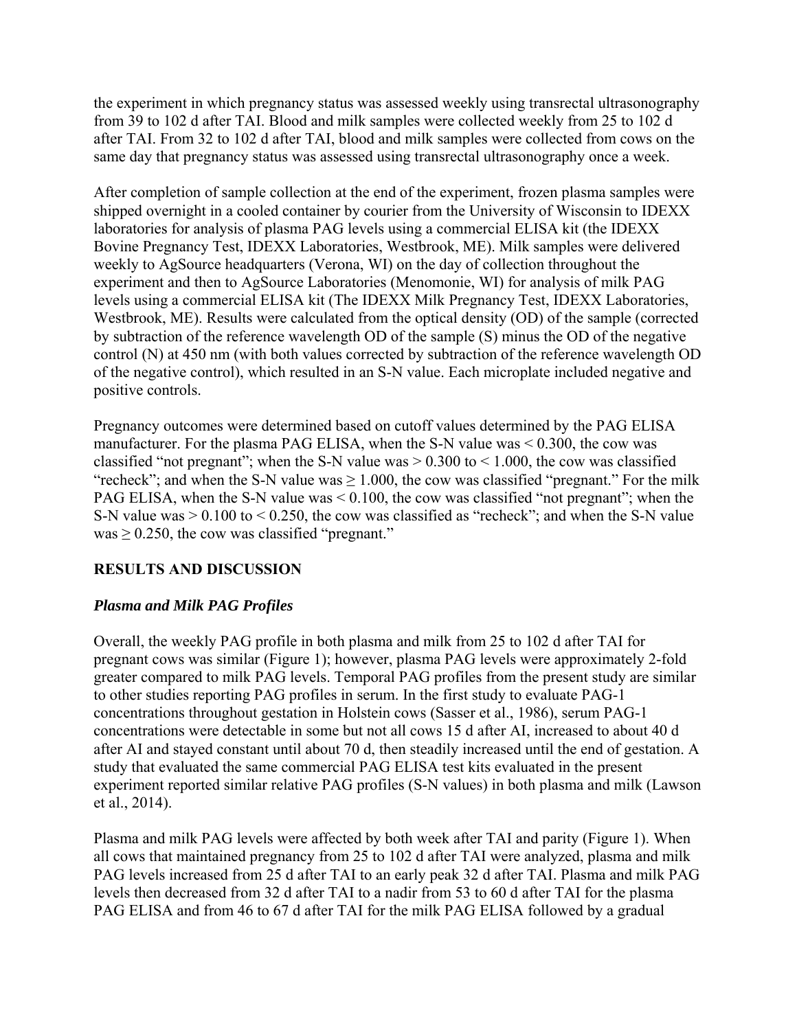the experiment in which pregnancy status was assessed weekly using transrectal ultrasonography from 39 to 102 d after TAI. Blood and milk samples were collected weekly from 25 to 102 d after TAI. From 32 to 102 d after TAI, blood and milk samples were collected from cows on the same day that pregnancy status was assessed using transrectal ultrasonography once a week.

After completion of sample collection at the end of the experiment, frozen plasma samples were shipped overnight in a cooled container by courier from the University of Wisconsin to IDEXX laboratories for analysis of plasma PAG levels using a commercial ELISA kit (the IDEXX Bovine Pregnancy Test, IDEXX Laboratories, Westbrook, ME). Milk samples were delivered weekly to AgSource headquarters (Verona, WI) on the day of collection throughout the experiment and then to AgSource Laboratories (Menomonie, WI) for analysis of milk PAG levels using a commercial ELISA kit (The IDEXX Milk Pregnancy Test, IDEXX Laboratories, Westbrook, ME). Results were calculated from the optical density (OD) of the sample (corrected by subtraction of the reference wavelength OD of the sample (S) minus the OD of the negative control (N) at 450 nm (with both values corrected by subtraction of the reference wavelength OD of the negative control), which resulted in an S-N value. Each microplate included negative and positive controls.

Pregnancy outcomes were determined based on cutoff values determined by the PAG ELISA manufacturer. For the plasma PAG ELISA, when the S-N value was $< 0.300$, the cow was classified "not pregnant"; when the S-N value was $> 0.300$ to $< 1.000$, the cow was classified "recheck"; and when the S-N value was $\geq 1.000$, the cow was classified "pregnant." For the milk PAG ELISA, when the S-N value was $< 0.100$, the cow was classified "not pregnant"; when the S-N value was $> 0.100$ to $< 0.250$, the cow was classified as "recheck"; and when the S-N value was $\geq 0.250$, the cow was classified "pregnant."

## RESULTS AND DISCUSSION

### *Plasma and Milk PAG Profiles*

Overall, the weekly PAG profile in both plasma and milk from 25 to 102 d after TAI for pregnant cows was similar (Figure 1); however, plasma PAG levels were approximately 2-fold greater compared to milk PAG levels. Temporal PAG profiles from the present study are similar to other studies reporting PAG profiles in serum. In the first study to evaluate PAG-1 concentrations throughout gestation in Holstein cows (Sasser et al., 1986), serum PAG-1 concentrations were detectable in some but not all cows 15 d after AI, increased to about 40 d after AI and stayed constant until about 70 d, then steadily increased until the end of gestation. A study that evaluated the same commercial PAG ELISA test kits evaluated in the present experiment reported similar relative PAG profiles (S-N values) in both plasma and milk (Lawson et al., 2014).

Plasma and milk PAG levels were affected by both week after TAI and parity (Figure 1). When all cows that maintained pregnancy from 25 to 102 d after TAI were analyzed, plasma and milk PAG levels increased from 25 d after TAI to an early peak 32 d after TAI. Plasma and milk PAG levels then decreased from 32 d after TAI to a nadir from 53 to 60 d after TAI for the plasma PAG ELISA and from 46 to 67 d after TAI for the milk PAG ELISA followed by a gradual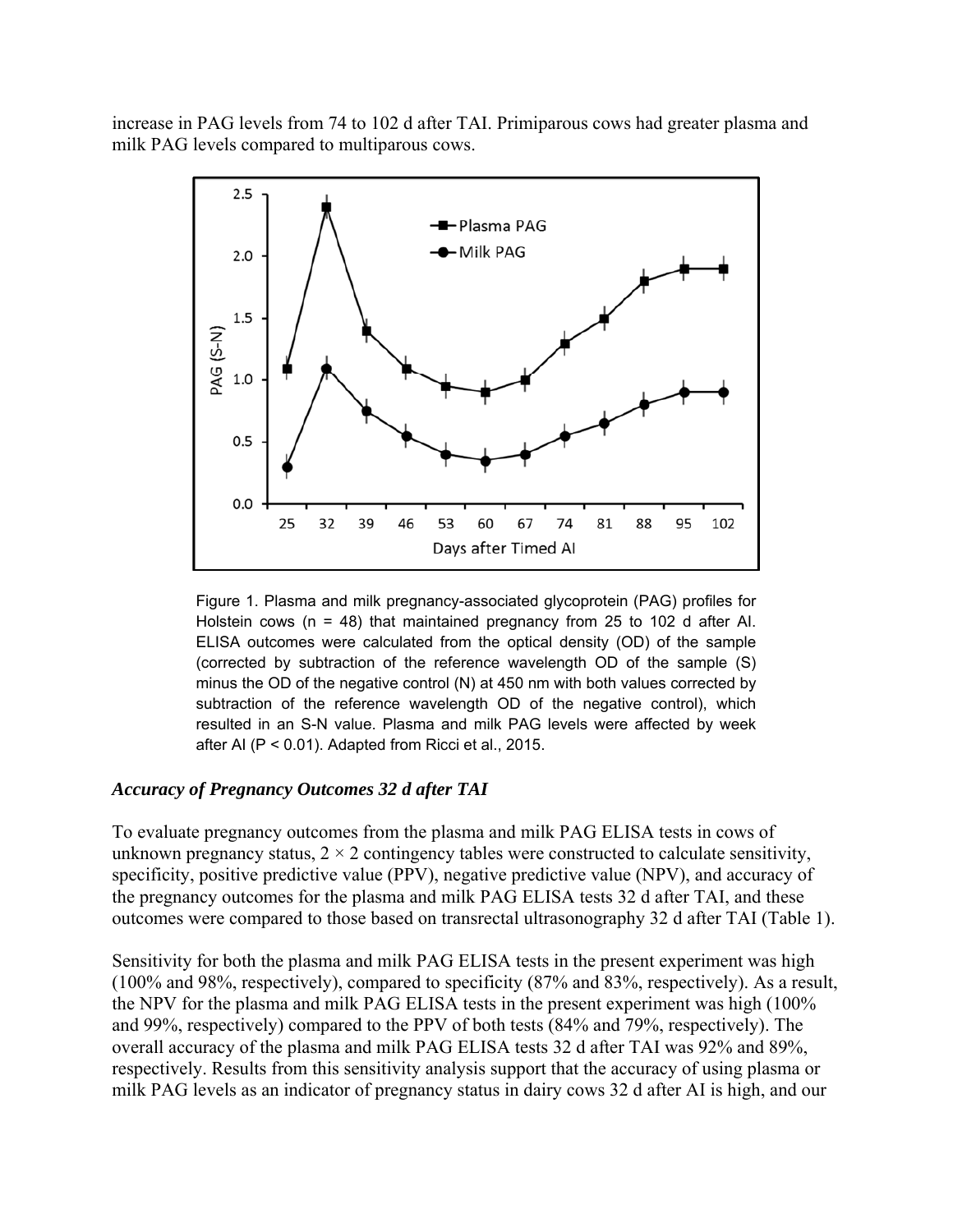increase in PAG levels from 74 to 102 d after TAI. Primiparous cows had greater plasma and milk PAG levels compared to multiparous cows.

Figure 1. Plasma and milk pregnancy-associated glycoprotein (PAG) profiles for Holstein cows (n = 48) that maintained pregnancy from 25 to 102 d after AI. ELISA outcomes were calculated from the optical density (OD) of the sample (corrected by subtraction of the reference wavelength OD of the sample (S) minus the OD of the negative control (N) at 450 nm with both values corrected by subtraction of the reference wavelength OD of the negative control), which resulted in an S-N value. Plasma and milk PAG levels were affected by week after AI ($P < 0.01$). Adapted from Ricci et al., 2015.

### *Accuracy of Pregnancy Outcomes 32 d after TAI*

To evaluate pregnancy outcomes from the plasma and milk PAG ELISA tests in cows of unknown pregnancy status, $2 \times 2$ contingency tables were constructed to calculate sensitivity, specificity, positive predictive value (PPV), negative predictive value (NPV), and accuracy of the pregnancy outcomes for the plasma and milk PAG ELISA tests 32 d after TAI, and these outcomes were compared to those based on transrectal ultrasonography 32 d after TAI (Table 1).

Sensitivity for both the plasma and milk PAG ELISA tests in the present experiment was high (100% and 98%, respectively), compared to specificity (87% and 83%, respectively). As a result, the NPV for the plasma and milk PAG ELISA tests in the present experiment was high (100% and 99%, respectively) compared to the PPV of both tests (84% and 79%, respectively). The overall accuracy of the plasma and milk PAG ELISA tests 32 d after TAI was 92% and 89%, respectively. Results from this sensitivity analysis support that the accuracy of using plasma or milk PAG levels as an indicator of pregnancy status in dairy cows 32 d after AI is high, and our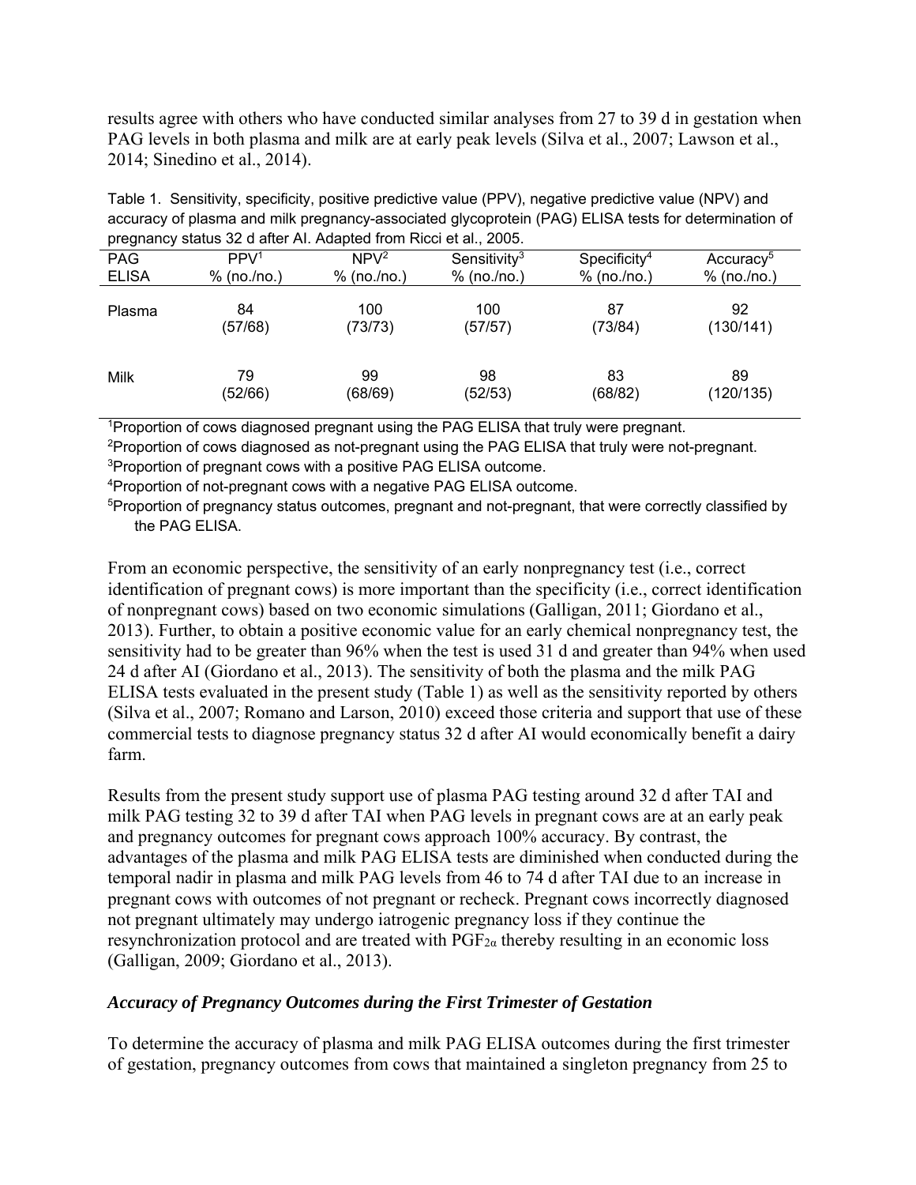results agree with others who have conducted similar analyses from 27 to 39 d in gestation when PAG levels in both plasma and milk are at early peak levels (Silva et al., 2007; Lawson et al., 2014; Sinedino et al., 2014).

Table 1. Sensitivity, specificity, positive predictive value (PPV), negative predictive value (NPV) and accuracy of plasma and milk pregnancy-associated glycoprotein (PAG) ELISA tests for determination of pregnancy status 32 d after AI. Adapted from Ricci et al., 2005.

| PAG ELISA | PPV[1] % (no./no.) | NPV[2] % (no./no.) | Sensitivity[3] % (no./no.) | Specificity[4] % (no./no.) | Accuracy[5] % (no./no.) |
|---|---|---|---|---|---|
| Plasma | 84 (57/68) | 100 (73/73) | 100 (57/57) | 87 (73/84) | 92 (130/141) |
| Milk | 79 (52/66) | 99 (68/69) | 98 (52/53) | 83 (68/82) | 89 (120/135) |

[1]Proportion of cows diagnosed pregnant using the PAG ELISA that truly were pregnant.
[2]Proportion of cows diagnosed as not-pregnant using the PAG ELISA that truly were not-pregnant.
[3]Proportion of pregnant cows with a positive PAG ELISA outcome.
[4]Proportion of not-pregnant cows with a negative PAG ELISA outcome.
[5]Proportion of pregnancy status outcomes, pregnant and not-pregnant, that were correctly classified by the PAG ELISA.

From an economic perspective, the sensitivity of an early nonpregnancy test (i.e., correct identification of pregnant cows) is more important than the specificity (i.e., correct identification of nonpregnant cows) based on two economic simulations (Galligan, 2011; Giordano et al., 2013). Further, to obtain a positive economic value for an early chemical nonpregnancy test, the sensitivity had to be greater than 96% when the test is used 31 d and greater than 94% when used 24 d after AI (Giordano et al., 2013). The sensitivity of both the plasma and the milk PAG ELISA tests evaluated in the present study (Table 1) as well as the sensitivity reported by others (Silva et al., 2007; Romano and Larson, 2010) exceed those criteria and support that use of these commercial tests to diagnose pregnancy status 32 d after AI would economically benefit a dairy farm.

Results from the present study support use of plasma PAG testing around 32 d after TAI and milk PAG testing 32 to 39 d after TAI when PAG levels in pregnant cows are at an early peak and pregnancy outcomes for pregnant cows approach 100% accuracy. By contrast, the advantages of the plasma and milk PAG ELISA tests are diminished when conducted during the temporal nadir in plasma and milk PAG levels from 46 to 74 d after TAI due to an increase in pregnant cows with outcomes of not pregnant or recheck. Pregnant cows incorrectly diagnosed not pregnant ultimately may undergo iatrogenic pregnancy loss if they continue the resynchronization protocol and are treated with $PGF_{2\alpha}$ thereby resulting in an economic loss (Galligan, 2009; Giordano et al., 2013).

### *Accuracy of Pregnancy Outcomes during the First Trimester of Gestation*

To determine the accuracy of plasma and milk PAG ELISA outcomes during the first trimester of gestation, pregnancy outcomes from cows that maintained a singleton pregnancy from 25 to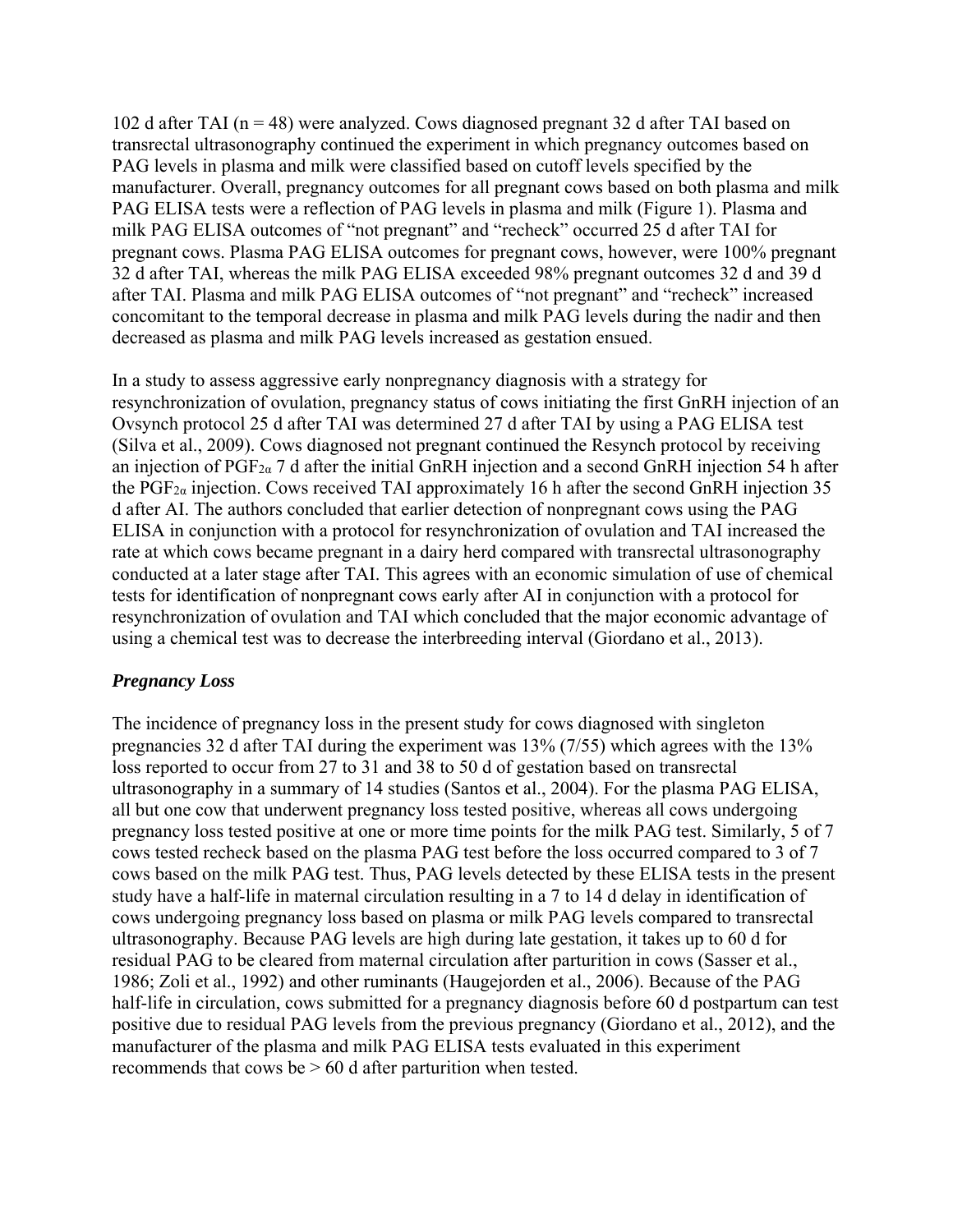102 d after TAI (n = 48) were analyzed. Cows diagnosed pregnant 32 d after TAI based on transrectal ultrasonography continued the experiment in which pregnancy outcomes based on PAG levels in plasma and milk were classified based on cutoff levels specified by the manufacturer. Overall, pregnancy outcomes for all pregnant cows based on both plasma and milk PAG ELISA tests were a reflection of PAG levels in plasma and milk (Figure 1). Plasma and milk PAG ELISA outcomes of "not pregnant" and "recheck" occurred 25 d after TAI for pregnant cows. Plasma PAG ELISA outcomes for pregnant cows, however, were 100% pregnant 32 d after TAI, whereas the milk PAG ELISA exceeded 98% pregnant outcomes 32 d and 39 d after TAI. Plasma and milk PAG ELISA outcomes of "not pregnant" and "recheck" increased concomitant to the temporal decrease in plasma and milk PAG levels during the nadir and then decreased as plasma and milk PAG levels increased as gestation ensued.

In a study to assess aggressive early nonpregnancy diagnosis with a strategy for resynchronization of ovulation, pregnancy status of cows initiating the first GnRH injection of an Ovsynch protocol 25 d after TAI was determined 27 d after TAI by using a PAG ELISA test (Silva et al., 2009). Cows diagnosed not pregnant continued the Resynch protocol by receiving an injection of $PGF_{2\alpha}$ 7 d after the initial GnRH injection and a second GnRH injection 54 h after the $PGF_{2\alpha}$ injection. Cows received TAI approximately 16 h after the second GnRH injection 35 d after AI. The authors concluded that earlier detection of nonpregnant cows using the PAG ELISA in conjunction with a protocol for resynchronization of ovulation and TAI increased the rate at which cows became pregnant in a dairy herd compared with transrectal ultrasonography conducted at a later stage after TAI. This agrees with an economic simulation of use of chemical tests for identification of nonpregnant cows early after AI in conjunction with a protocol for resynchronization of ovulation and TAI which concluded that the major economic advantage of using a chemical test was to decrease the interbreeding interval (Giordano et al., 2013).

### *Pregnancy Loss*

The incidence of pregnancy loss in the present study for cows diagnosed with singleton pregnancies 32 d after TAI during the experiment was 13% (7/55) which agrees with the 13% loss reported to occur from 27 to 31 and 38 to 50 d of gestation based on transrectal ultrasonography in a summary of 14 studies (Santos et al., 2004). For the plasma PAG ELISA, all but one cow that underwent pregnancy loss tested positive, whereas all cows undergoing pregnancy loss tested positive at one or more time points for the milk PAG test. Similarly, 5 of 7 cows tested recheck based on the plasma PAG test before the loss occurred compared to 3 of 7 cows based on the milk PAG test. Thus, PAG levels detected by these ELISA tests in the present study have a half-life in maternal circulation resulting in a 7 to 14 d delay in identification of cows undergoing pregnancy loss based on plasma or milk PAG levels compared to transrectal ultrasonography. Because PAG levels are high during late gestation, it takes up to 60 d for residual PAG to be cleared from maternal circulation after parturition in cows (Sasser et al., 1986; Zoli et al., 1992) and other ruminants (Haugejorden et al., 2006). Because of the PAG half-life in circulation, cows submitted for a pregnancy diagnosis before 60 d postpartum can test positive due to residual PAG levels from the previous pregnancy (Giordano et al., 2012), and the manufacturer of the plasma and milk PAG ELISA tests evaluated in this experiment recommends that cows be > 60 d after parturition when tested.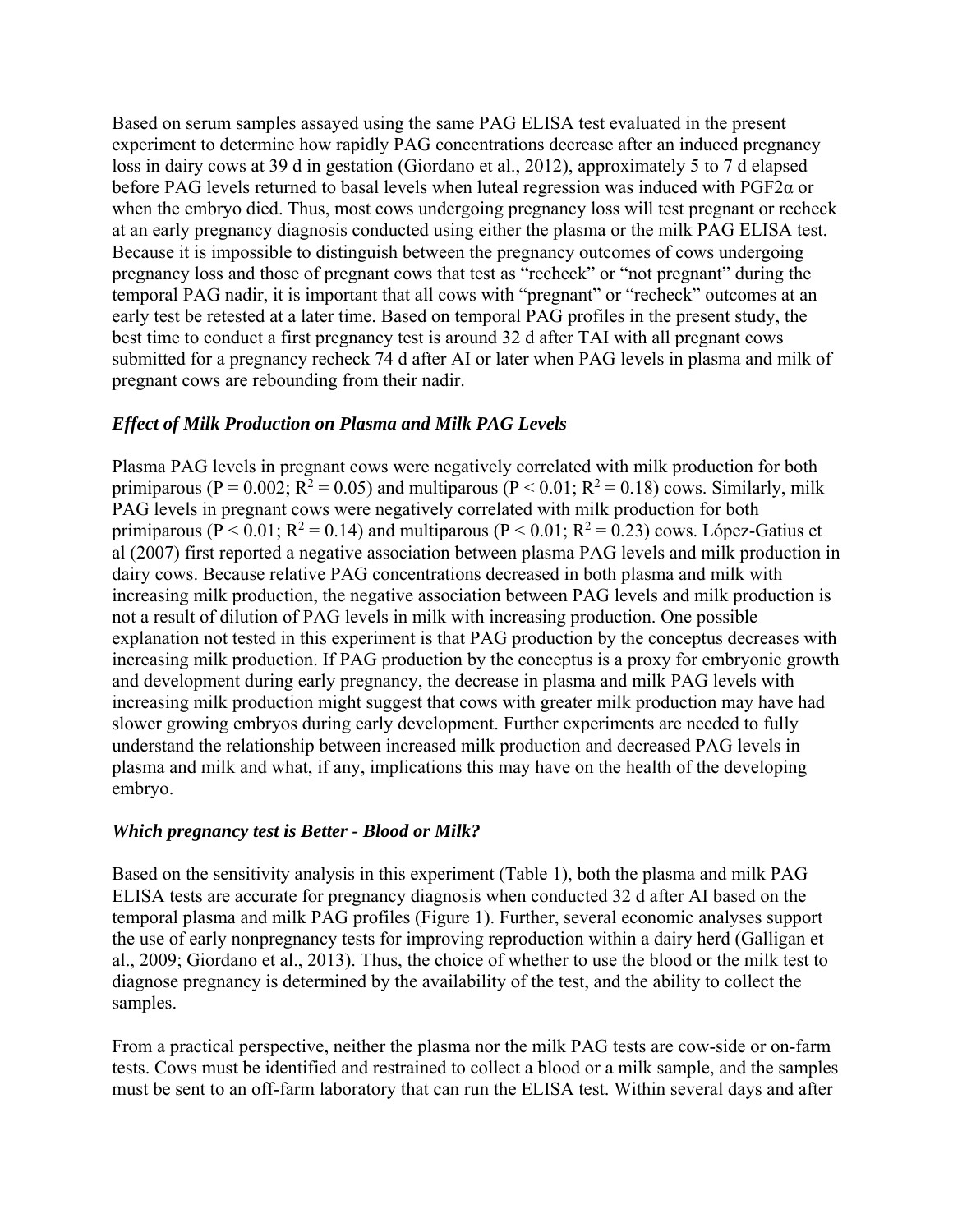Based on serum samples assayed using the same PAG ELISA test evaluated in the present experiment to determine how rapidly PAG concentrations decrease after an induced pregnancy loss in dairy cows at 39 d in gestation (Giordano et al., 2012), approximately 5 to 7 d elapsed before PAG levels returned to basal levels when luteal regression was induced with PGF2α or when the embryo died. Thus, most cows undergoing pregnancy loss will test pregnant or recheck at an early pregnancy diagnosis conducted using either the plasma or the milk PAG ELISA test. Because it is impossible to distinguish between the pregnancy outcomes of cows undergoing pregnancy loss and those of pregnant cows that test as "recheck" or "not pregnant" during the temporal PAG nadir, it is important that all cows with "pregnant" or "recheck" outcomes at an early test be retested at a later time. Based on temporal PAG profiles in the present study, the best time to conduct a first pregnancy test is around 32 d after TAI with all pregnant cows submitted for a pregnancy recheck 74 d after AI or later when PAG levels in plasma and milk of pregnant cows are rebounding from their nadir.

### *Effect of Milk Production on Plasma and Milk PAG Levels*

Plasma PAG levels in pregnant cows were negatively correlated with milk production for both primiparous ($P = 0.002$; $R^2 = 0.05$) and multiparous ($P < 0.01$; $R^2 = 0.18$) cows. Similarly, milk PAG levels in pregnant cows were negatively correlated with milk production for both primiparous ($P < 0.01$; $R^2 = 0.14$) and multiparous ($P < 0.01$; $R^2 = 0.23$) cows. López-Gatius et al (2007) first reported a negative association between plasma PAG levels and milk production in dairy cows. Because relative PAG concentrations decreased in both plasma and milk with increasing milk production, the negative association between PAG levels and milk production is not a result of dilution of PAG levels in milk with increasing production. One possible explanation not tested in this experiment is that PAG production by the conceptus decreases with increasing milk production. If PAG production by the conceptus is a proxy for embryonic growth and development during early pregnancy, the decrease in plasma and milk PAG levels with increasing milk production might suggest that cows with greater milk production may have had slower growing embryos during early development. Further experiments are needed to fully understand the relationship between increased milk production and decreased PAG levels in plasma and milk and what, if any, implications this may have on the health of the developing embryo.

### *Which pregnancy test is Better - Blood or Milk?*

Based on the sensitivity analysis in this experiment (Table 1), both the plasma and milk PAG ELISA tests are accurate for pregnancy diagnosis when conducted 32 d after AI based on the temporal plasma and milk PAG profiles (Figure 1). Further, several economic analyses support the use of early nonpregnancy tests for improving reproduction within a dairy herd (Galligan et al., 2009; Giordano et al., 2013). Thus, the choice of whether to use the blood or the milk test to diagnose pregnancy is determined by the availability of the test, and the ability to collect the samples.

From a practical perspective, neither the plasma nor the milk PAG tests are cow-side or on-farm tests. Cows must be identified and restrained to collect a blood or a milk sample, and the samples must be sent to an off-farm laboratory that can run the ELISA test. Within several days and after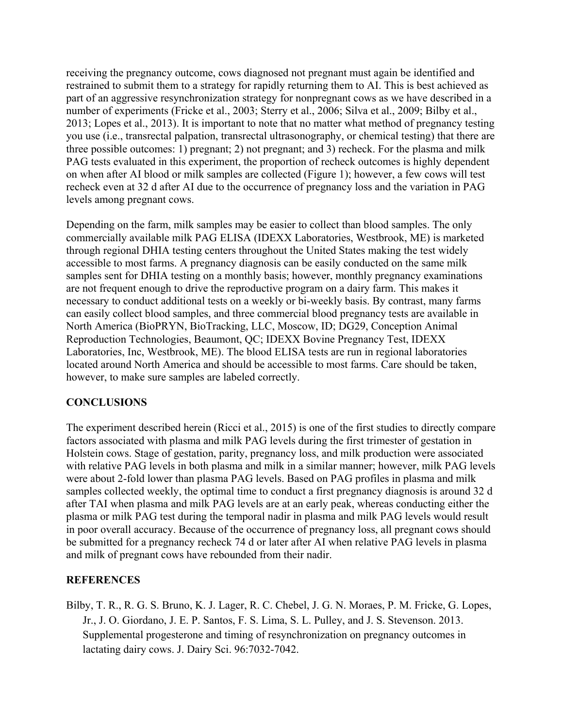receiving the pregnancy outcome, cows diagnosed not pregnant must again be identified and restrained to submit them to a strategy for rapidly returning them to AI. This is best achieved as part of an aggressive resynchronization strategy for nonpregnant cows as we have described in a number of experiments (Fricke et al., 2003; Sterry et al., 2006; Silva et al., 2009; Bilby et al., 2013; Lopes et al., 2013). It is important to note that no matter what method of pregnancy testing you use (i.e., transrectal palpation, transrectal ultrasonography, or chemical testing) that there are three possible outcomes: 1) pregnant; 2) not pregnant; and 3) recheck. For the plasma and milk PAG tests evaluated in this experiment, the proportion of recheck outcomes is highly dependent on when after AI blood or milk samples are collected (Figure 1); however, a few cows will test recheck even at 32 d after AI due to the occurrence of pregnancy loss and the variation in PAG levels among pregnant cows.

Depending on the farm, milk samples may be easier to collect than blood samples. The only commercially available milk PAG ELISA (IDEXX Laboratories, Westbrook, ME) is marketed through regional DHIA testing centers throughout the United States making the test widely accessible to most farms. A pregnancy diagnosis can be easily conducted on the same milk samples sent for DHIA testing on a monthly basis; however, monthly pregnancy examinations are not frequent enough to drive the reproductive program on a dairy farm. This makes it necessary to conduct additional tests on a weekly or bi-weekly basis. By contrast, many farms can easily collect blood samples, and three commercial blood pregnancy tests are available in North America (BioPRYN, BioTracking, LLC, Moscow, ID; DG29, Conception Animal Reproduction Technologies, Beaumont, QC; IDEXX Bovine Pregnancy Test, IDEXX Laboratories, Inc, Westbrook, ME). The blood ELISA tests are run in regional laboratories located around North America and should be accessible to most farms. Care should be taken, however, to make sure samples are labeled correctly.

## CONCLUSIONS

The experiment described herein (Ricci et al., 2015) is one of the first studies to directly compare factors associated with plasma and milk PAG levels during the first trimester of gestation in Holstein cows. Stage of gestation, parity, pregnancy loss, and milk production were associated with relative PAG levels in both plasma and milk in a similar manner; however, milk PAG levels were about 2-fold lower than plasma PAG levels. Based on PAG profiles in plasma and milk samples collected weekly, the optimal time to conduct a first pregnancy diagnosis is around 32 d after TAI when plasma and milk PAG levels are at an early peak, whereas conducting either the plasma or milk PAG test during the temporal nadir in plasma and milk PAG levels would result in poor overall accuracy. Because of the occurrence of pregnancy loss, all pregnant cows should be submitted for a pregnancy recheck 74 d or later after AI when relative PAG levels in plasma and milk of pregnant cows have rebounded from their nadir.

## REFERENCES

Bilby, T. R., R. G. S. Bruno, K. J. Lager, R. C. Chebel, J. G. N. Moraes, P. M. Fricke, G. Lopes, Jr., J. O. Giordano, J. E. P. Santos, F. S. Lima, S. L. Pulley, and J. S. Stevenson. 2013. Supplemental progesterone and timing of resynchronization on pregnancy outcomes in lactating dairy cows. J. Dairy Sci. 96:7032-7042.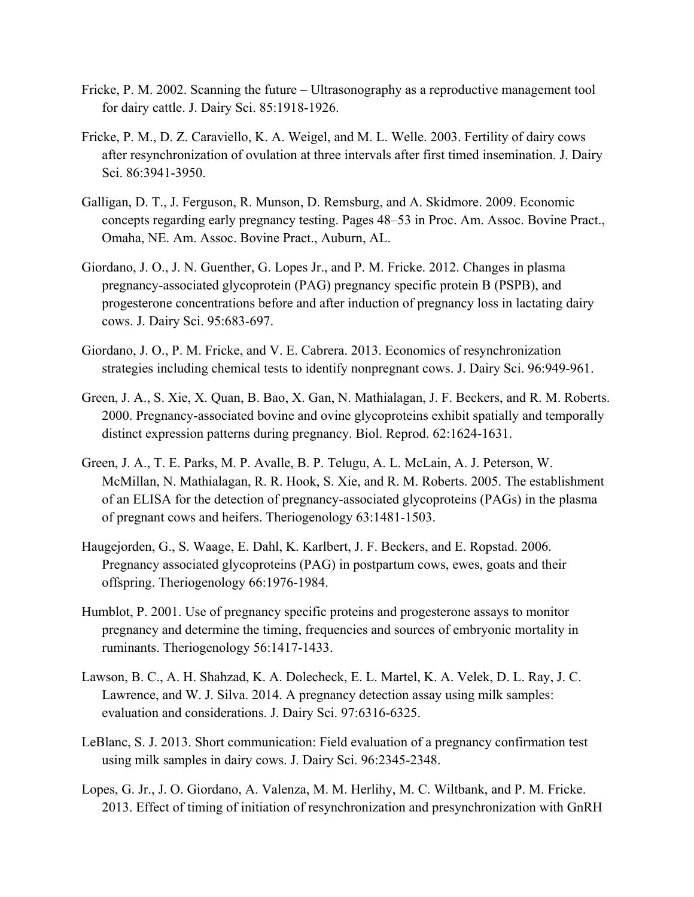Fricke, P. M. 2002. Scanning the future – Ultrasonography as a reproductive management tool for dairy cattle. J. Dairy Sci. 85:1918-1926.

Fricke, P. M., D. Z. Caraviello, K. A. Weigel, and M. L. Welle. 2003. Fertility of dairy cows after resynchronization of ovulation at three intervals after first timed insemination. J. Dairy Sci. 86:3941-3950.

Galligan, D. T., J. Ferguson, R. Munson, D. Remsburg, and A. Skidmore. 2009. Economic concepts regarding early pregnancy testing. Pages 48–53 in Proc. Am. Assoc. Bovine Pract., Omaha, NE. Am. Assoc. Bovine Pract., Auburn, AL.

Giordano, J. O., J. N. Guenther, G. Lopes Jr., and P. M. Fricke. 2012. Changes in plasma pregnancy-associated glycoprotein (PAG) pregnancy specific protein B (PSPB), and progesterone concentrations before and after induction of pregnancy loss in lactating dairy cows. J. Dairy Sci. 95:683-697.

Giordano, J. O., P. M. Fricke, and V. E. Cabrera. 2013. Economics of resynchronization strategies including chemical tests to identify nonpregnant cows. J. Dairy Sci. 96:949-961.

Green, J. A., S. Xie, X. Quan, B. Bao, X. Gan, N. Mathialagan, J. F. Beckers, and R. M. Roberts. 2000. Pregnancy-associated bovine and ovine glycoproteins exhibit spatially and temporally distinct expression patterns during pregnancy. Biol. Reprod. 62:1624-1631.

Green, J. A., T. E. Parks, M. P. Avalle, B. P. Telugu, A. L. McLain, A. J. Peterson, W. McMillan, N. Mathialagan, R. R. Hook, S. Xie, and R. M. Roberts. 2005. The establishment of an ELISA for the detection of pregnancy-associated glycoproteins (PAGs) in the plasma of pregnant cows and heifers. Theriogenology 63:1481-1503.

Haugejorden, G., S. Waage, E. Dahl, K. Karlbert, J. F. Beckers, and E. Ropstad. 2006. Pregnancy associated glycoproteins (PAG) in postpartum cows, ewes, goats and their offspring. Theriogenology 66:1976-1984.

Humblot, P. 2001. Use of pregnancy specific proteins and progesterone assays to monitor pregnancy and determine the timing, frequencies and sources of embryonic mortality in ruminants. Theriogenology 56:1417-1433.

Lawson, B. C., A. H. Shahzad, K. A. Dolecheck, E. L. Martel, K. A. Velek, D. L. Ray, J. C. Lawrence, and W. J. Silva. 2014. A pregnancy detection assay using milk samples: evaluation and considerations. J. Dairy Sci. 97:6316-6325.

LeBlanc, S. J. 2013. Short communication: Field evaluation of a pregnancy confirmation test using milk samples in dairy cows. J. Dairy Sci. 96:2345-2348.

Lopes, G. Jr., J. O. Giordano, A. Valenza, M. M. Herlihy, M. C. Wiltbank, and P. M. Fricke. 2013. Effect of timing of initiation of resynchronization and presynchronization with GnRH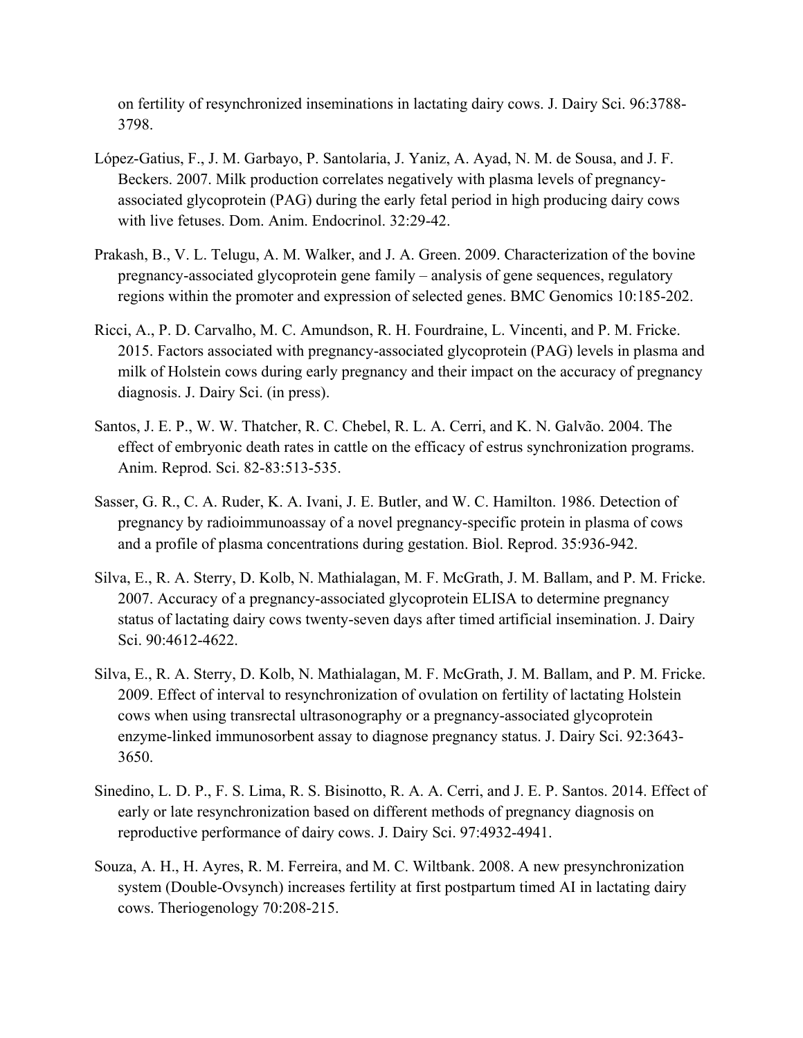on fertility of resynchronized inseminations in lactating dairy cows. J. Dairy Sci. 96:3788-3798.

López-Gatius, F., J. M. Garbayo, P. Santolaria, J. Yaniz, A. Ayad, N. M. de Sousa, and J. F. Beckers. 2007. Milk production correlates negatively with plasma levels of pregnancy-associated glycoprotein (PAG) during the early fetal period in high producing dairy cows with live fetuses. Dom. Anim. Endocrinol. 32:29-42.

Prakash, B., V. L. Telugu, A. M. Walker, and J. A. Green. 2009. Characterization of the bovine pregnancy-associated glycoprotein gene family – analysis of gene sequences, regulatory regions within the promoter and expression of selected genes. BMC Genomics 10:185-202.

Ricci, A., P. D. Carvalho, M. C. Amundson, R. H. Fourdraine, L. Vincenti, and P. M. Fricke. 2015. Factors associated with pregnancy-associated glycoprotein (PAG) levels in plasma and milk of Holstein cows during early pregnancy and their impact on the accuracy of pregnancy diagnosis. J. Dairy Sci. (in press).

Santos, J. E. P., W. W. Thatcher, R. C. Chebel, R. L. A. Cerri, and K. N. Galvão. 2004. The effect of embryonic death rates in cattle on the efficacy of estrus synchronization programs. Anim. Reprod. Sci. 82-83:513-535.

Sasser, G. R., C. A. Ruder, K. A. Ivani, J. E. Butler, and W. C. Hamilton. 1986. Detection of pregnancy by radioimmunoassay of a novel pregnancy-specific protein in plasma of cows and a profile of plasma concentrations during gestation. Biol. Reprod. 35:936-942.

Silva, E., R. A. Sterry, D. Kolb, N. Mathialagan, M. F. McGrath, J. M. Ballam, and P. M. Fricke. 2007. Accuracy of a pregnancy-associated glycoprotein ELISA to determine pregnancy status of lactating dairy cows twenty-seven days after timed artificial insemination. J. Dairy Sci. 90:4612-4622.

Silva, E., R. A. Sterry, D. Kolb, N. Mathialagan, M. F. McGrath, J. M. Ballam, and P. M. Fricke. 2009. Effect of interval to resynchronization of ovulation on fertility of lactating Holstein cows when using transrectal ultrasonography or a pregnancy-associated glycoprotein enzyme-linked immunosorbent assay to diagnose pregnancy status. J. Dairy Sci. 92:3643-3650.

Sinedino, L. D. P., F. S. Lima, R. S. Bisinotto, R. A. A. Cerri, and J. E. P. Santos. 2014. Effect of early or late resynchronization based on different methods of pregnancy diagnosis on reproductive performance of dairy cows. J. Dairy Sci. 97:4932-4941.

Souza, A. H., H. Ayres, R. M. Ferreira, and M. C. Wiltbank. 2008. A new presynchronization system (Double-Ovsynch) increases fertility at first postpartum timed AI in lactating dairy cows. Theriogenology 70:208-215.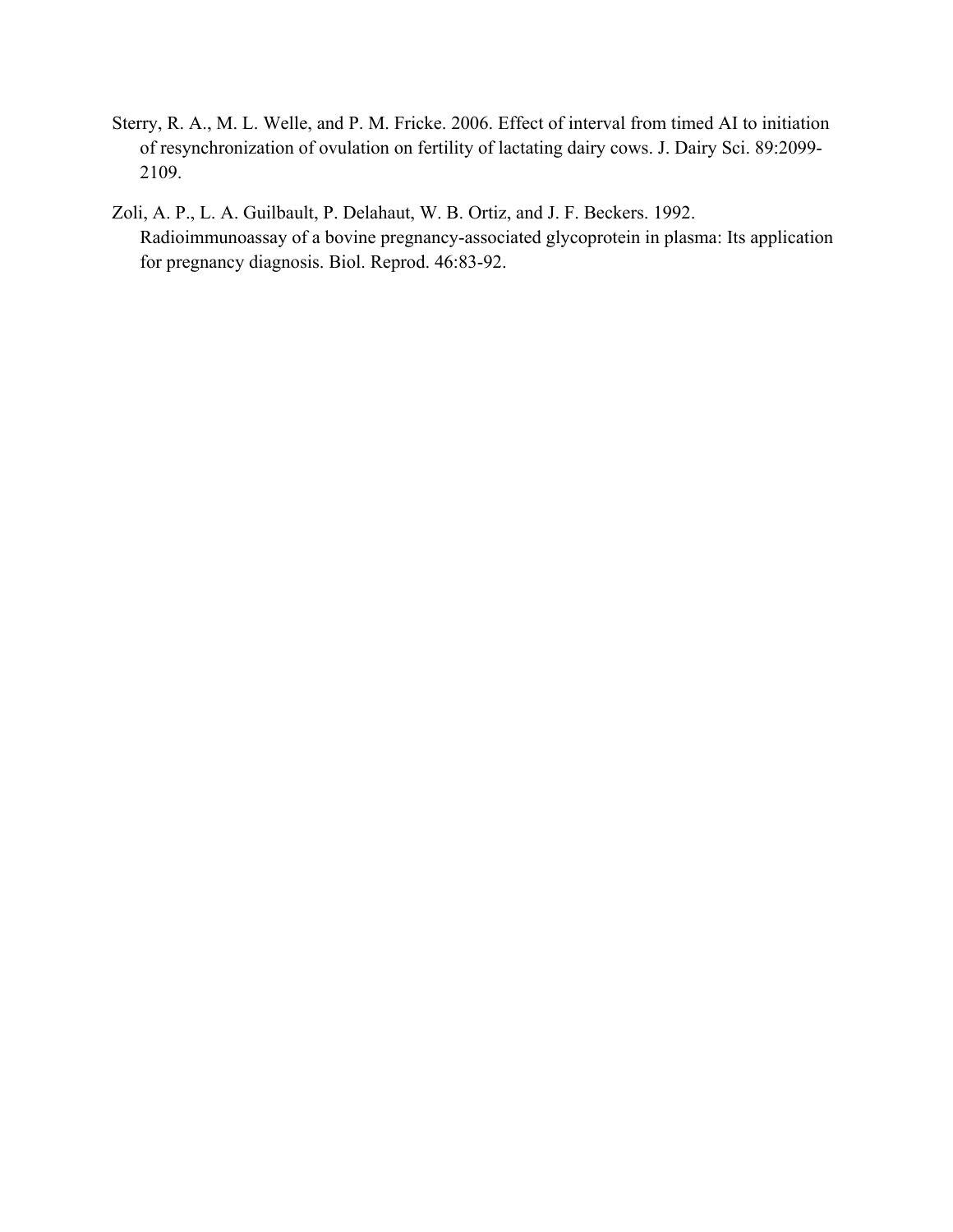Sterry, R. A., M. L. Welle, and P. M. Fricke. 2006. Effect of interval from timed AI to initiation of resynchronization of ovulation on fertility of lactating dairy cows. J. Dairy Sci. 89:2099-2109.

Zoli, A. P., L. A. Guilbault, P. Delahaut, W. B. Ortiz, and J. F. Beckers. 1992. Radioimmunoassay of a bovine pregnancy-associated glycoprotein in plasma: Its application for pregnancy diagnosis. Biol. Reprod. 46:83-92.